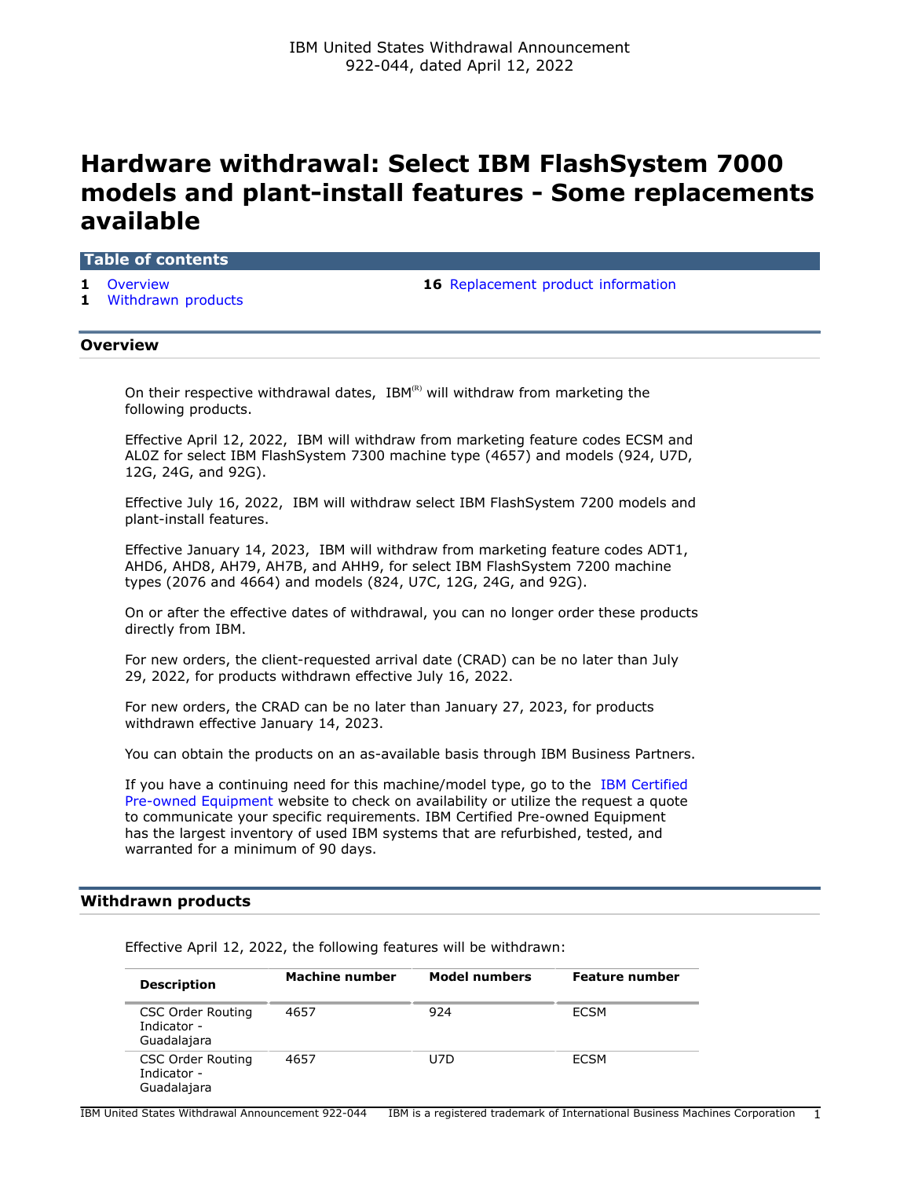IBM United States Withdrawal Announcement
922-044, dated April 12, 2022

# Hardware withdrawal: Select IBM FlashSystem 7000 models and plant-install features - Some replacements available

## Table of contents

- 1 Overview
- 1 Withdrawn products
- 16 Replacement product information

## Overview

On their respective withdrawal dates, IBM[(R)] will withdraw from marketing the following products.

Effective April 12, 2022, IBM will withdraw from marketing feature codes ECSM and AL0Z for select IBM FlashSystem 7300 machine type (4657) and models (924, U7D, 12G, 24G, and 92G).

Effective July 16, 2022, IBM will withdraw select IBM FlashSystem 7200 models and plant-install features.

Effective January 14, 2023, IBM will withdraw from marketing feature codes ADT1, AHD6, AHD8, AH79, AH7B, and AHH9, for select IBM FlashSystem 7200 machine types (2076 and 4664) and models (824, U7C, 12G, 24G, and 92G).

On or after the effective dates of withdrawal, you can no longer order these products directly from IBM.

For new orders, the client-requested arrival date (CRAD) can be no later than July 29, 2022, for products withdrawn effective July 16, 2022.

For new orders, the CRAD can be no later than January 27, 2023, for products withdrawn effective January 14, 2023.

You can obtain the products on an as-available basis through IBM Business Partners.

If you have a continuing need for this machine/model type, go to the IBM Certified Pre-owned Equipment website to check on availability or utilize the request a quote to communicate your specific requirements. IBM Certified Pre-owned Equipment has the largest inventory of used IBM systems that are refurbished, tested, and warranted for a minimum of 90 days.

## Withdrawn products

Effective April 12, 2022, the following features will be withdrawn:

| Description | Machine number | Model numbers | Feature number |
|---|---|---|---|
| CSC Order Routing Indicator - Guadalajara | 4657 | 924 | ECSM |
| CSC Order Routing Indicator - Guadalajara | 4657 | U7D | ECSM |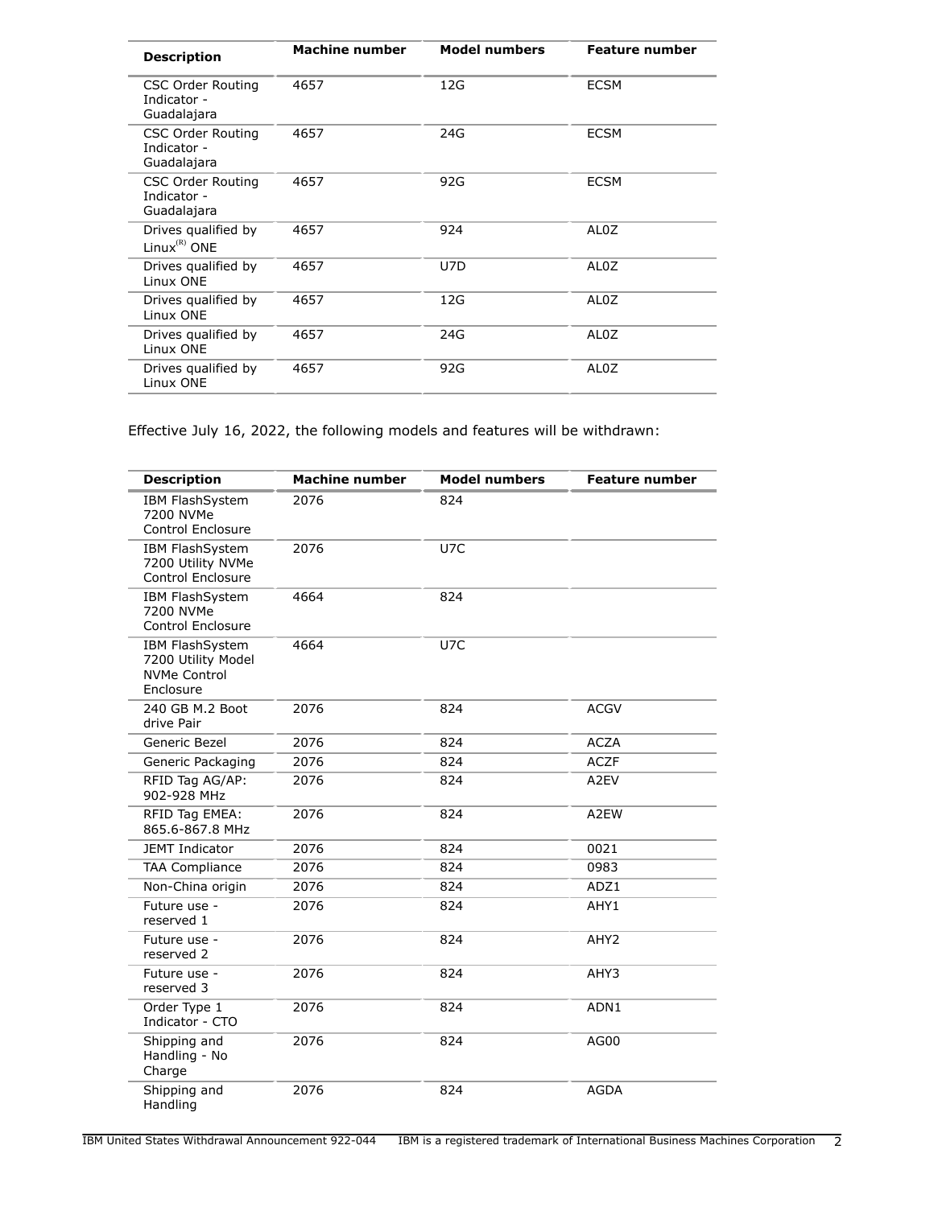| Description | Machine number | Model numbers | Feature number |
| --- | --- | --- | --- |
| CSC Order Routing Indicator - Guadalajara | 4657 | 12G | ECSM |
| CSC Order Routing Indicator - Guadalajara | 4657 | 24G | ECSM |
| CSC Order Routing Indicator - Guadalajara | 4657 | 92G | ECSM |
| Drives qualified by Linux(R) ONE | 4657 | 924 | AL0Z |
| Drives qualified by Linux ONE | 4657 | U7D | AL0Z |
| Drives qualified by Linux ONE | 4657 | 12G | AL0Z |
| Drives qualified by Linux ONE | 4657 | 24G | AL0Z |
| Drives qualified by Linux ONE | 4657 | 92G | AL0Z |

Effective July 16, 2022, the following models and features will be withdrawn:

| Description | Machine number | Model numbers | Feature number |
| --- | --- | --- | --- |
| IBM FlashSystem 7200 NVMe Control Enclosure | 2076 | 824 | |
| IBM FlashSystem 7200 Utility NVMe Control Enclosure | 2076 | U7C | |
| IBM FlashSystem 7200 NVMe Control Enclosure | 4664 | 824 | |
| IBM FlashSystem 7200 Utility Model NVMe Control Enclosure | 4664 | U7C | |
| 240 GB M.2 Boot drive Pair | 2076 | 824 | ACGV |
| Generic Bezel | 2076 | 824 | ACZA |
| Generic Packaging | 2076 | 824 | ACZF |
| RFID Tag AG/AP: 902-928 MHz | 2076 | 824 | A2EV |
| RFID Tag EMEA: 865.6-867.8 MHz | 2076 | 824 | A2EW |
| JEMT Indicator | 2076 | 824 | 0021 |
| TAA Compliance | 2076 | 824 | 0983 |
| Non-China origin | 2076 | 824 | ADZ1 |
| Future use - reserved 1 | 2076 | 824 | AHY1 |
| Future use - reserved 2 | 2076 | 824 | AHY2 |
| Future use - reserved 3 | 2076 | 824 | AHY3 |
| Order Type 1 Indicator - CTO | 2076 | 824 | ADN1 |
| Shipping and Handling - No Charge | 2076 | 824 | AG00 |
| Shipping and Handling | 2076 | 824 | AGDA |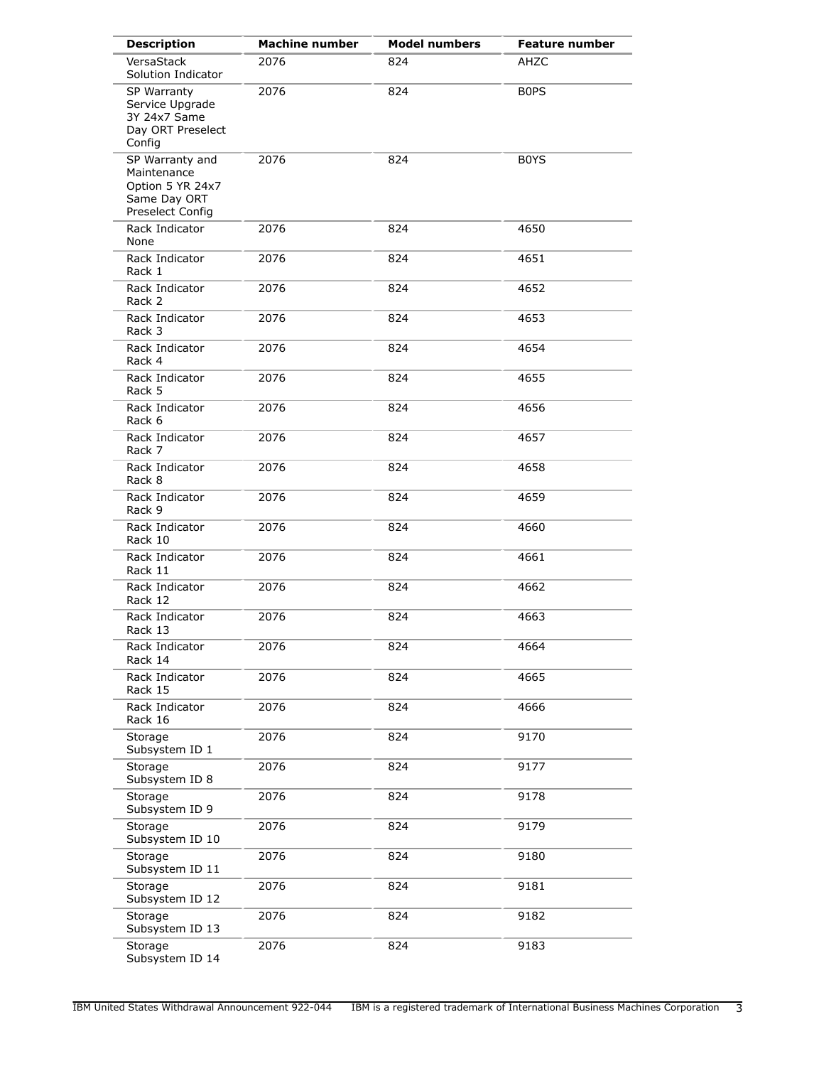| Description | Machine number | Model numbers | Feature number |
| --- | --- | --- | --- |
| VersaStack Solution Indicator | 2076 | 824 | AHZC |
| SP Warranty Service Upgrade 3Y 24x7 Same Day ORT Preselect Config | 2076 | 824 | B0PS |
| SP Warranty and Maintenance Option 5 YR 24x7 Same Day ORT Preselect Config | 2076 | 824 | B0YS |
| Rack Indicator None | 2076 | 824 | 4650 |
| Rack Indicator Rack 1 | 2076 | 824 | 4651 |
| Rack Indicator Rack 2 | 2076 | 824 | 4652 |
| Rack Indicator Rack 3 | 2076 | 824 | 4653 |
| Rack Indicator Rack 4 | 2076 | 824 | 4654 |
| Rack Indicator Rack 5 | 2076 | 824 | 4655 |
| Rack Indicator Rack 6 | 2076 | 824 | 4656 |
| Rack Indicator Rack 7 | 2076 | 824 | 4657 |
| Rack Indicator Rack 8 | 2076 | 824 | 4658 |
| Rack Indicator Rack 9 | 2076 | 824 | 4659 |
| Rack Indicator Rack 10 | 2076 | 824 | 4660 |
| Rack Indicator Rack 11 | 2076 | 824 | 4661 |
| Rack Indicator Rack 12 | 2076 | 824 | 4662 |
| Rack Indicator Rack 13 | 2076 | 824 | 4663 |
| Rack Indicator Rack 14 | 2076 | 824 | 4664 |
| Rack Indicator Rack 15 | 2076 | 824 | 4665 |
| Rack Indicator Rack 16 | 2076 | 824 | 4666 |
| Storage Subsystem ID 1 | 2076 | 824 | 9170 |
| Storage Subsystem ID 8 | 2076 | 824 | 9177 |
| Storage Subsystem ID 9 | 2076 | 824 | 9178 |
| Storage Subsystem ID 10 | 2076 | 824 | 9179 |
| Storage Subsystem ID 11 | 2076 | 824 | 9180 |
| Storage Subsystem ID 12 | 2076 | 824 | 9181 |
| Storage Subsystem ID 13 | 2076 | 824 | 9182 |
| Storage Subsystem ID 14 | 2076 | 824 | 9183 |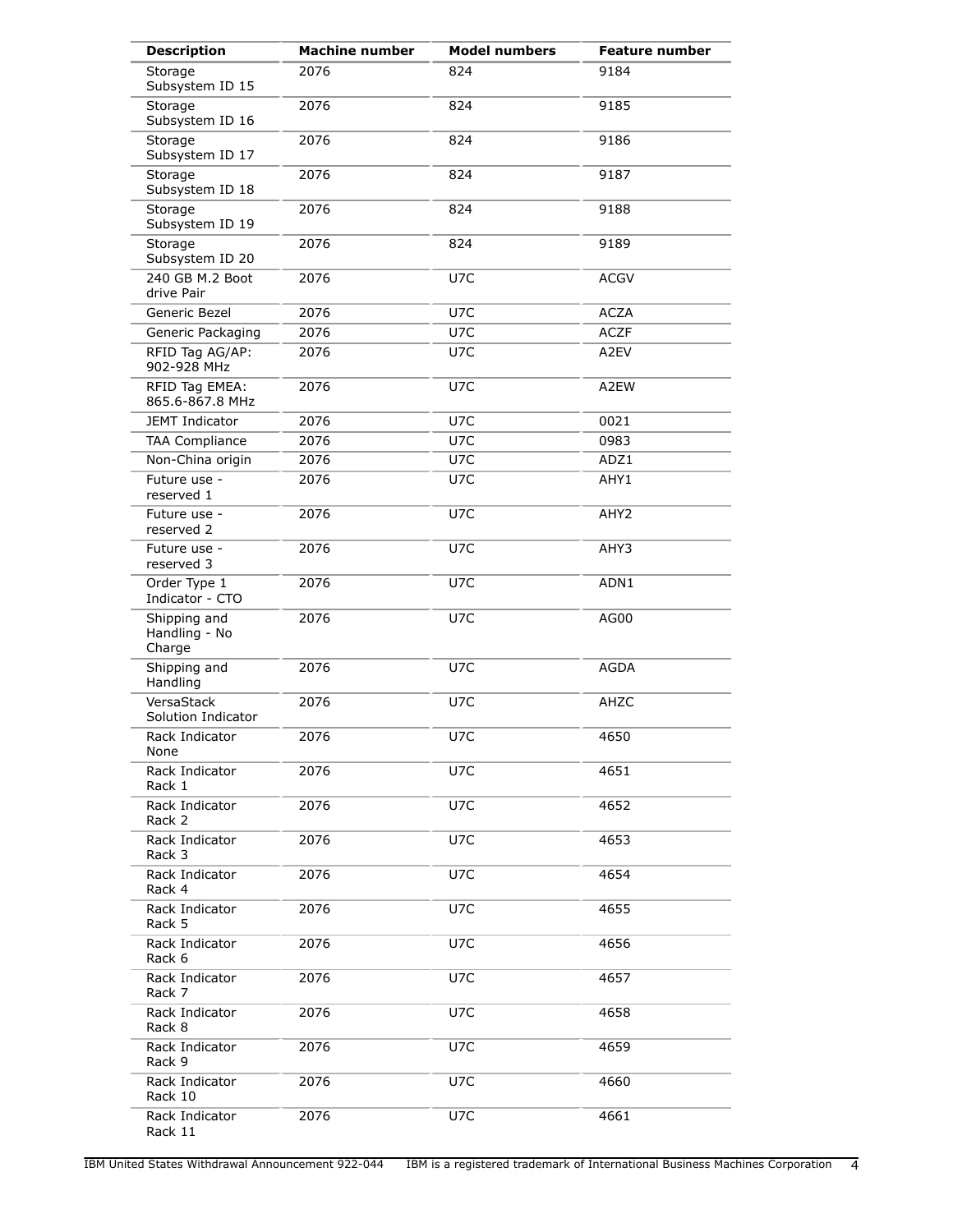| Description | Machine number | Model numbers | Feature number |
|---|---|---|---|
| Storage Subsystem ID 15 | 2076 | 824 | 9184 |
| Storage Subsystem ID 16 | 2076 | 824 | 9185 |
| Storage Subsystem ID 17 | 2076 | 824 | 9186 |
| Storage Subsystem ID 18 | 2076 | 824 | 9187 |
| Storage Subsystem ID 19 | 2076 | 824 | 9188 |
| Storage Subsystem ID 20 | 2076 | 824 | 9189 |
| 240 GB M.2 Boot drive Pair | 2076 | U7C | ACGV |
| Generic Bezel | 2076 | U7C | ACZA |
| Generic Packaging | 2076 | U7C | ACZF |
| RFID Tag AG/AP: 902-928 MHz | 2076 | U7C | A2EV |
| RFID Tag EMEA: 865.6-867.8 MHz | 2076 | U7C | A2EW |
| JEMT Indicator | 2076 | U7C | 0021 |
| TAA Compliance | 2076 | U7C | 0983 |
| Non-China origin | 2076 | U7C | ADZ1 |
| Future use - reserved 1 | 2076 | U7C | AHY1 |
| Future use - reserved 2 | 2076 | U7C | AHY2 |
| Future use - reserved 3 | 2076 | U7C | AHY3 |
| Order Type 1 Indicator - CTO | 2076 | U7C | ADN1 |
| Shipping and Handling - No Charge | 2076 | U7C | AG00 |
| Shipping and Handling | 2076 | U7C | AGDA |
| VersaStack Solution Indicator | 2076 | U7C | AHZC |
| Rack Indicator None | 2076 | U7C | 4650 |
| Rack Indicator Rack 1 | 2076 | U7C | 4651 |
| Rack Indicator Rack 2 | 2076 | U7C | 4652 |
| Rack Indicator Rack 3 | 2076 | U7C | 4653 |
| Rack Indicator Rack 4 | 2076 | U7C | 4654 |
| Rack Indicator Rack 5 | 2076 | U7C | 4655 |
| Rack Indicator Rack 6 | 2076 | U7C | 4656 |
| Rack Indicator Rack 7 | 2076 | U7C | 4657 |
| Rack Indicator Rack 8 | 2076 | U7C | 4658 |
| Rack Indicator Rack 9 | 2076 | U7C | 4659 |
| Rack Indicator Rack 10 | 2076 | U7C | 4660 |
| Rack Indicator Rack 11 | 2076 | U7C | 4661 |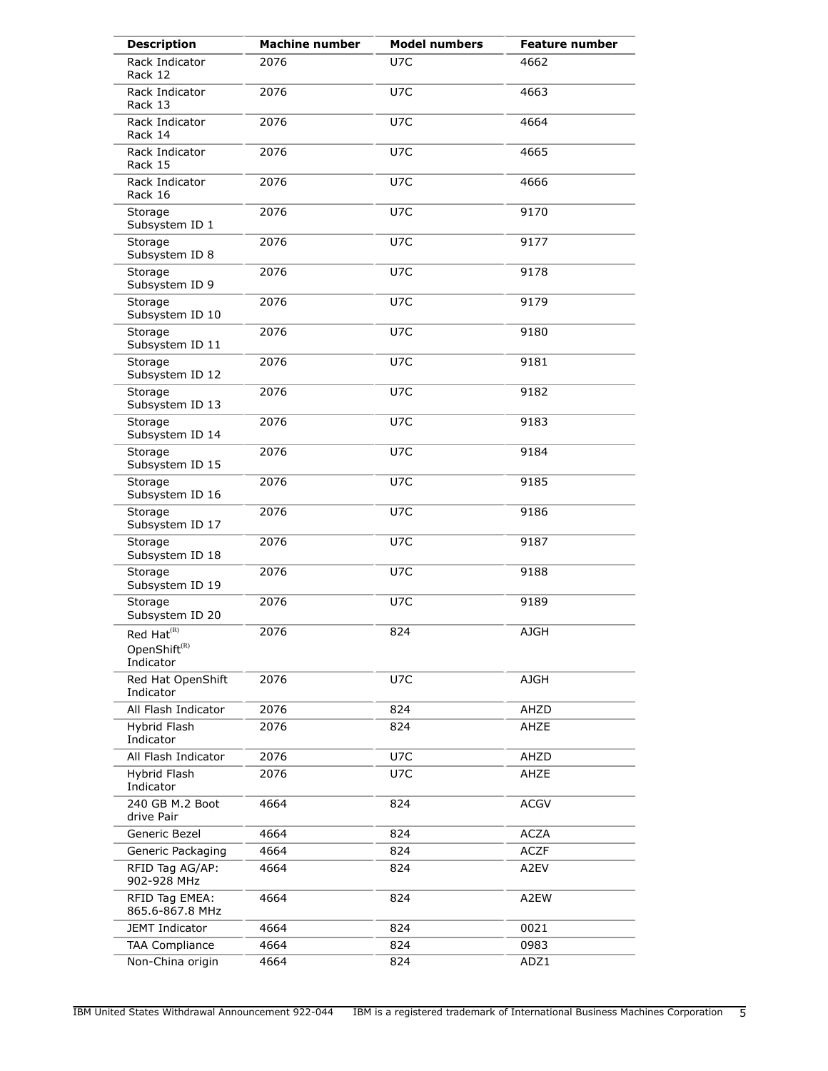| Description | Machine number | Model numbers | Feature number |
|---|---|---|---|
| Rack Indicator Rack 12 | 2076 | U7C | 4662 |
| Rack Indicator Rack 13 | 2076 | U7C | 4663 |
| Rack Indicator Rack 14 | 2076 | U7C | 4664 |
| Rack Indicator Rack 15 | 2076 | U7C | 4665 |
| Rack Indicator Rack 16 | 2076 | U7C | 4666 |
| Storage Subsystem ID 1 | 2076 | U7C | 9170 |
| Storage Subsystem ID 8 | 2076 | U7C | 9177 |
| Storage Subsystem ID 9 | 2076 | U7C | 9178 |
| Storage Subsystem ID 10 | 2076 | U7C | 9179 |
| Storage Subsystem ID 11 | 2076 | U7C | 9180 |
| Storage Subsystem ID 12 | 2076 | U7C | 9181 |
| Storage Subsystem ID 13 | 2076 | U7C | 9182 |
| Storage Subsystem ID 14 | 2076 | U7C | 9183 |
| Storage Subsystem ID 15 | 2076 | U7C | 9184 |
| Storage Subsystem ID 16 | 2076 | U7C | 9185 |
| Storage Subsystem ID 17 | 2076 | U7C | 9186 |
| Storage Subsystem ID 18 | 2076 | U7C | 9187 |
| Storage Subsystem ID 19 | 2076 | U7C | 9188 |
| Storage Subsystem ID 20 | 2076 | U7C | 9189 |
| Red Hat(R) OpenShift(R) Indicator | 2076 | 824 | AJGH |
| Red Hat OpenShift Indicator | 2076 | U7C | AJGH |
| All Flash Indicator | 2076 | 824 | AHZD |
| Hybrid Flash Indicator | 2076 | 824 | AHZE |
| All Flash Indicator | 2076 | U7C | AHZD |
| Hybrid Flash Indicator | 2076 | U7C | AHZE |
| 240 GB M.2 Boot drive Pair | 4664 | 824 | ACGV |
| Generic Bezel | 4664 | 824 | ACZA |
| Generic Packaging | 4664 | 824 | ACZF |
| RFID Tag AG/AP: 902-928 MHz | 4664 | 824 | A2EV |
| RFID Tag EMEA: 865.6-867.8 MHz | 4664 | 824 | A2EW |
| JEMT Indicator | 4664 | 824 | 0021 |
| TAA Compliance | 4664 | 824 | 0983 |
| Non-China origin | 4664 | 824 | ADZ1 |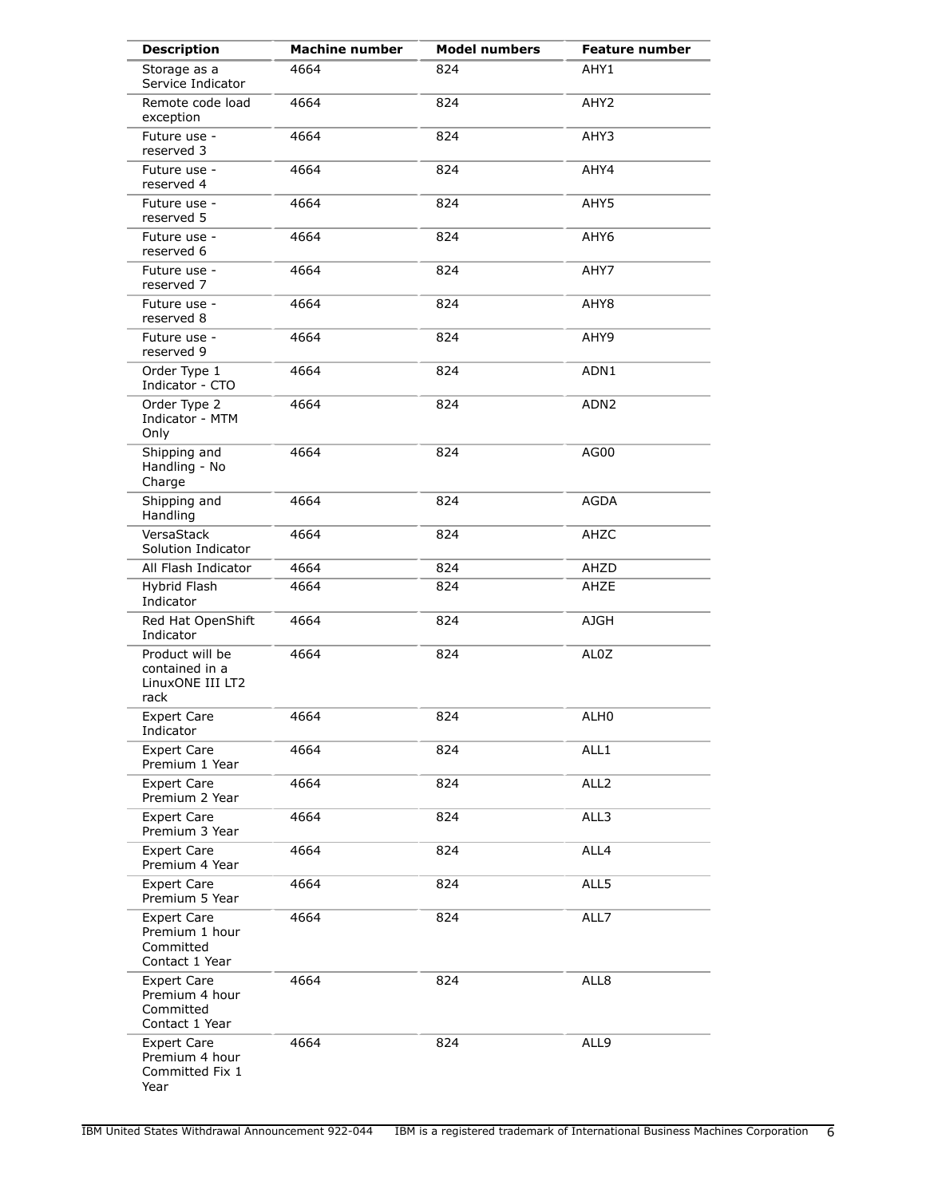| Description | Machine number | Model numbers | Feature number |
| --- | --- | --- | --- |
| Storage as a Service Indicator | 4664 | 824 | AHY1 |
| Remote code load exception | 4664 | 824 | AHY2 |
| Future use - reserved 3 | 4664 | 824 | AHY3 |
| Future use - reserved 4 | 4664 | 824 | AHY4 |
| Future use - reserved 5 | 4664 | 824 | AHY5 |
| Future use - reserved 6 | 4664 | 824 | AHY6 |
| Future use - reserved 7 | 4664 | 824 | AHY7 |
| Future use - reserved 8 | 4664 | 824 | AHY8 |
| Future use - reserved 9 | 4664 | 824 | AHY9 |
| Order Type 1 Indicator - CTO | 4664 | 824 | ADN1 |
| Order Type 2 Indicator - MTM Only | 4664 | 824 | ADN2 |
| Shipping and Handling - No Charge | 4664 | 824 | AG00 |
| Shipping and Handling | 4664 | 824 | AGDA |
| VersaStack Solution Indicator | 4664 | 824 | AHZC |
| All Flash Indicator | 4664 | 824 | AHZD |
| Hybrid Flash Indicator | 4664 | 824 | AHZE |
| Red Hat OpenShift Indicator | 4664 | 824 | AJGH |
| Product will be contained in a LinuxONE III LT2 rack | 4664 | 824 | AL0Z |
| Expert Care Indicator | 4664 | 824 | ALH0 |
| Expert Care Premium 1 Year | 4664 | 824 | ALL1 |
| Expert Care Premium 2 Year | 4664 | 824 | ALL2 |
| Expert Care Premium 3 Year | 4664 | 824 | ALL3 |
| Expert Care Premium 4 Year | 4664 | 824 | ALL4 |
| Expert Care Premium 5 Year | 4664 | 824 | ALL5 |
| Expert Care Premium 1 hour Committed Contact 1 Year | 4664 | 824 | ALL7 |
| Expert Care Premium 4 hour Committed Contact 1 Year | 4664 | 824 | ALL8 |
| Expert Care Premium 4 hour Committed Fix 1 Year | 4664 | 824 | ALL9 |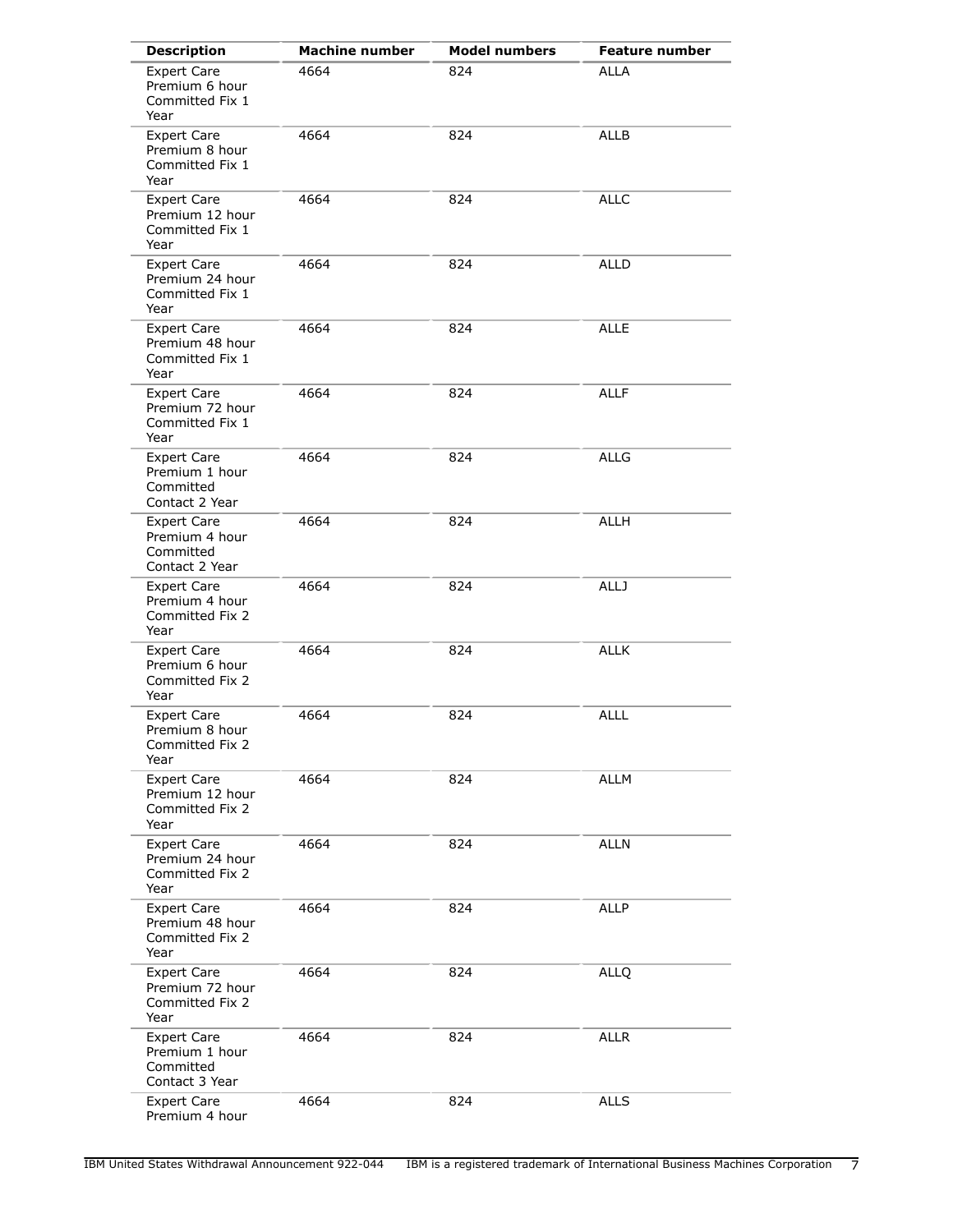| Description | Machine number | Model numbers | Feature number |
|---|---|---|---|
| Expert Care Premium 6 hour Committed Fix 1 Year | 4664 | 824 | ALLA |
| Expert Care Premium 8 hour Committed Fix 1 Year | 4664 | 824 | ALLB |
| Expert Care Premium 12 hour Committed Fix 1 Year | 4664 | 824 | ALLC |
| Expert Care Premium 24 hour Committed Fix 1 Year | 4664 | 824 | ALLD |
| Expert Care Premium 48 hour Committed Fix 1 Year | 4664 | 824 | ALLE |
| Expert Care Premium 72 hour Committed Fix 1 Year | 4664 | 824 | ALLF |
| Expert Care Premium 1 hour Committed Contact 2 Year | 4664 | 824 | ALLG |
| Expert Care Premium 4 hour Committed Contact 2 Year | 4664 | 824 | ALLH |
| Expert Care Premium 4 hour Committed Fix 2 Year | 4664 | 824 | ALLJ |
| Expert Care Premium 6 hour Committed Fix 2 Year | 4664 | 824 | ALLK |
| Expert Care Premium 8 hour Committed Fix 2 Year | 4664 | 824 | ALLL |
| Expert Care Premium 12 hour Committed Fix 2 Year | 4664 | 824 | ALLM |
| Expert Care Premium 24 hour Committed Fix 2 Year | 4664 | 824 | ALLN |
| Expert Care Premium 48 hour Committed Fix 2 Year | 4664 | 824 | ALLP |
| Expert Care Premium 72 hour Committed Fix 2 Year | 4664 | 824 | ALLQ |
| Expert Care Premium 1 hour Committed Contact 3 Year | 4664 | 824 | ALLR |
| Expert Care Premium 4 hour | 4664 | 824 | ALLS |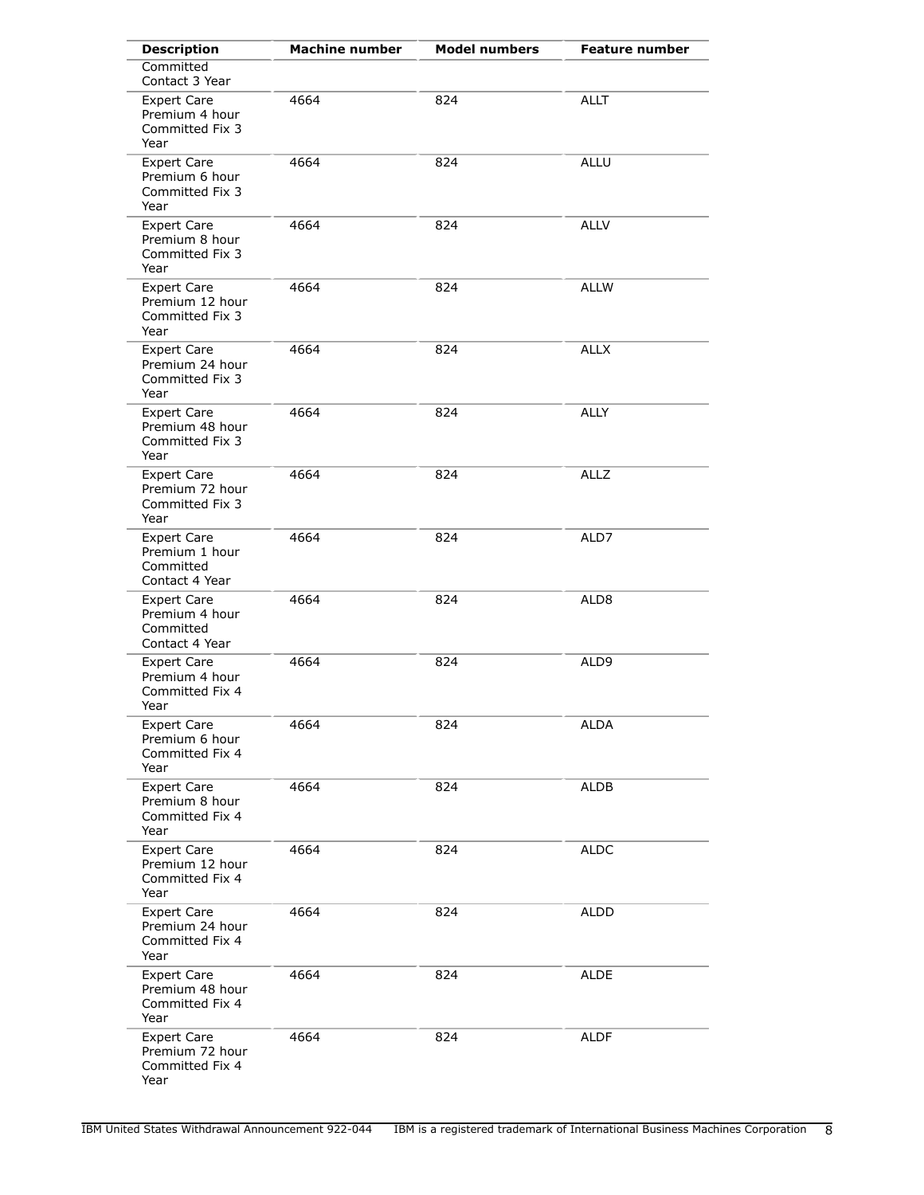| Description | Machine number | Model numbers | Feature number |
|---|---|---|---|
| Committed Contact 3 Year | | | |
| Expert Care Premium 4 hour Committed Fix 3 Year | 4664 | 824 | ALLT |
| Expert Care Premium 6 hour Committed Fix 3 Year | 4664 | 824 | ALLU |
| Expert Care Premium 8 hour Committed Fix 3 Year | 4664 | 824 | ALLV |
| Expert Care Premium 12 hour Committed Fix 3 Year | 4664 | 824 | ALLW |
| Expert Care Premium 24 hour Committed Fix 3 Year | 4664 | 824 | ALLX |
| Expert Care Premium 48 hour Committed Fix 3 Year | 4664 | 824 | ALLY |
| Expert Care Premium 72 hour Committed Fix 3 Year | 4664 | 824 | ALLZ |
| Expert Care Premium 1 hour Committed Contact 4 Year | 4664 | 824 | ALD7 |
| Expert Care Premium 4 hour Committed Contact 4 Year | 4664 | 824 | ALD8 |
| Expert Care Premium 4 hour Committed Fix 4 Year | 4664 | 824 | ALD9 |
| Expert Care Premium 6 hour Committed Fix 4 Year | 4664 | 824 | ALDA |
| Expert Care Premium 8 hour Committed Fix 4 Year | 4664 | 824 | ALDB |
| Expert Care Premium 12 hour Committed Fix 4 Year | 4664 | 824 | ALDC |
| Expert Care Premium 24 hour Committed Fix 4 Year | 4664 | 824 | ALDD |
| Expert Care Premium 48 hour Committed Fix 4 Year | 4664 | 824 | ALDE |
| Expert Care Premium 72 hour Committed Fix 4 Year | 4664 | 824 | ALDF |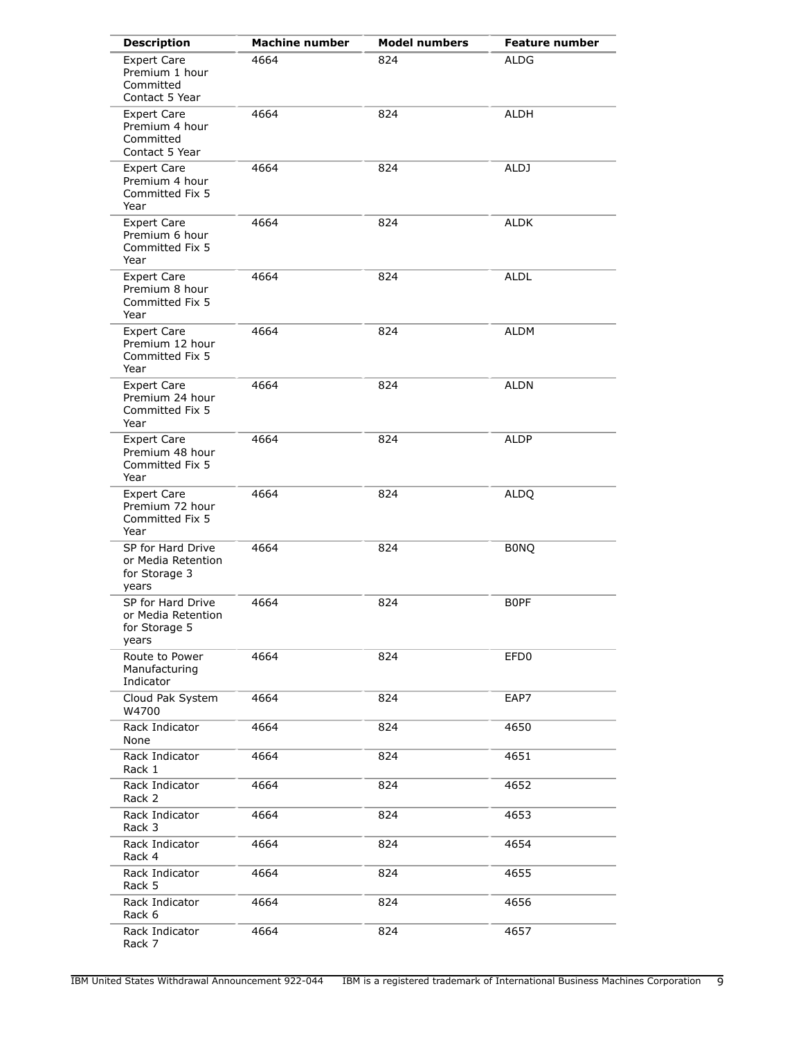| Description | Machine number | Model numbers | Feature number |
| --- | --- | --- | --- |
| Expert Care Premium 1 hour Committed Contact 5 Year | 4664 | 824 | ALDG |
| Expert Care Premium 4 hour Committed Contact 5 Year | 4664 | 824 | ALDH |
| Expert Care Premium 4 hour Committed Fix 5 Year | 4664 | 824 | ALDJ |
| Expert Care Premium 6 hour Committed Fix 5 Year | 4664 | 824 | ALDK |
| Expert Care Premium 8 hour Committed Fix 5 Year | 4664 | 824 | ALDL |
| Expert Care Premium 12 hour Committed Fix 5 Year | 4664 | 824 | ALDM |
| Expert Care Premium 24 hour Committed Fix 5 Year | 4664 | 824 | ALDN |
| Expert Care Premium 48 hour Committed Fix 5 Year | 4664 | 824 | ALDP |
| Expert Care Premium 72 hour Committed Fix 5 Year | 4664 | 824 | ALDQ |
| SP for Hard Drive or Media Retention for Storage 3 years | 4664 | 824 | B0NQ |
| SP for Hard Drive or Media Retention for Storage 5 years | 4664 | 824 | B0PF |
| Route to Power Manufacturing Indicator | 4664 | 824 | EFD0 |
| Cloud Pak System W4700 | 4664 | 824 | EAP7 |
| Rack Indicator None | 4664 | 824 | 4650 |
| Rack Indicator Rack 1 | 4664 | 824 | 4651 |
| Rack Indicator Rack 2 | 4664 | 824 | 4652 |
| Rack Indicator Rack 3 | 4664 | 824 | 4653 |
| Rack Indicator Rack 4 | 4664 | 824 | 4654 |
| Rack Indicator Rack 5 | 4664 | 824 | 4655 |
| Rack Indicator Rack 6 | 4664 | 824 | 4656 |
| Rack Indicator Rack 7 | 4664 | 824 | 4657 |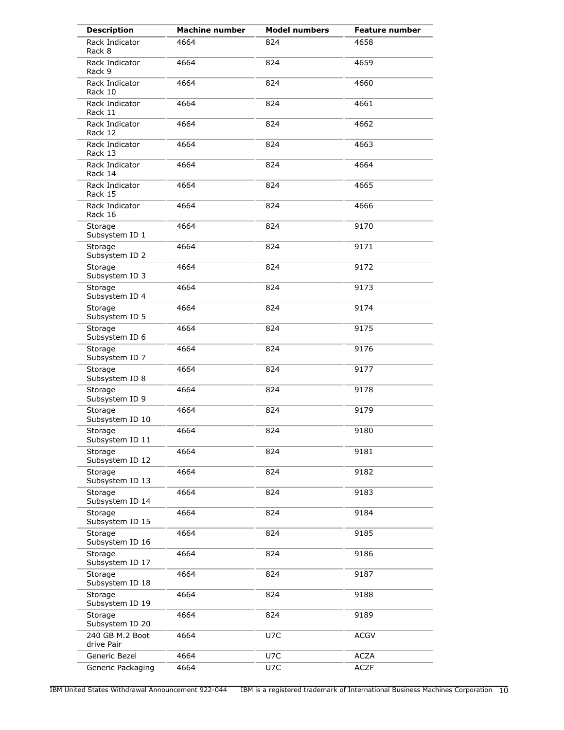| Description | Machine number | Model numbers | Feature number |
| --- | --- | --- | --- |
| Rack Indicator Rack 8 | 4664 | 824 | 4658 |
| Rack Indicator Rack 9 | 4664 | 824 | 4659 |
| Rack Indicator Rack 10 | 4664 | 824 | 4660 |
| Rack Indicator Rack 11 | 4664 | 824 | 4661 |
| Rack Indicator Rack 12 | 4664 | 824 | 4662 |
| Rack Indicator Rack 13 | 4664 | 824 | 4663 |
| Rack Indicator Rack 14 | 4664 | 824 | 4664 |
| Rack Indicator Rack 15 | 4664 | 824 | 4665 |
| Rack Indicator Rack 16 | 4664 | 824 | 4666 |
| Storage Subsystem ID 1 | 4664 | 824 | 9170 |
| Storage Subsystem ID 2 | 4664 | 824 | 9171 |
| Storage Subsystem ID 3 | 4664 | 824 | 9172 |
| Storage Subsystem ID 4 | 4664 | 824 | 9173 |
| Storage Subsystem ID 5 | 4664 | 824 | 9174 |
| Storage Subsystem ID 6 | 4664 | 824 | 9175 |
| Storage Subsystem ID 7 | 4664 | 824 | 9176 |
| Storage Subsystem ID 8 | 4664 | 824 | 9177 |
| Storage Subsystem ID 9 | 4664 | 824 | 9178 |
| Storage Subsystem ID 10 | 4664 | 824 | 9179 |
| Storage Subsystem ID 11 | 4664 | 824 | 9180 |
| Storage Subsystem ID 12 | 4664 | 824 | 9181 |
| Storage Subsystem ID 13 | 4664 | 824 | 9182 |
| Storage Subsystem ID 14 | 4664 | 824 | 9183 |
| Storage Subsystem ID 15 | 4664 | 824 | 9184 |
| Storage Subsystem ID 16 | 4664 | 824 | 9185 |
| Storage Subsystem ID 17 | 4664 | 824 | 9186 |
| Storage Subsystem ID 18 | 4664 | 824 | 9187 |
| Storage Subsystem ID 19 | 4664 | 824 | 9188 |
| Storage Subsystem ID 20 | 4664 | 824 | 9189 |
| 240 GB M.2 Boot drive Pair | 4664 | U7C | ACGV |
| Generic Bezel | 4664 | U7C | ACZA |
| Generic Packaging | 4664 | U7C | ACZF |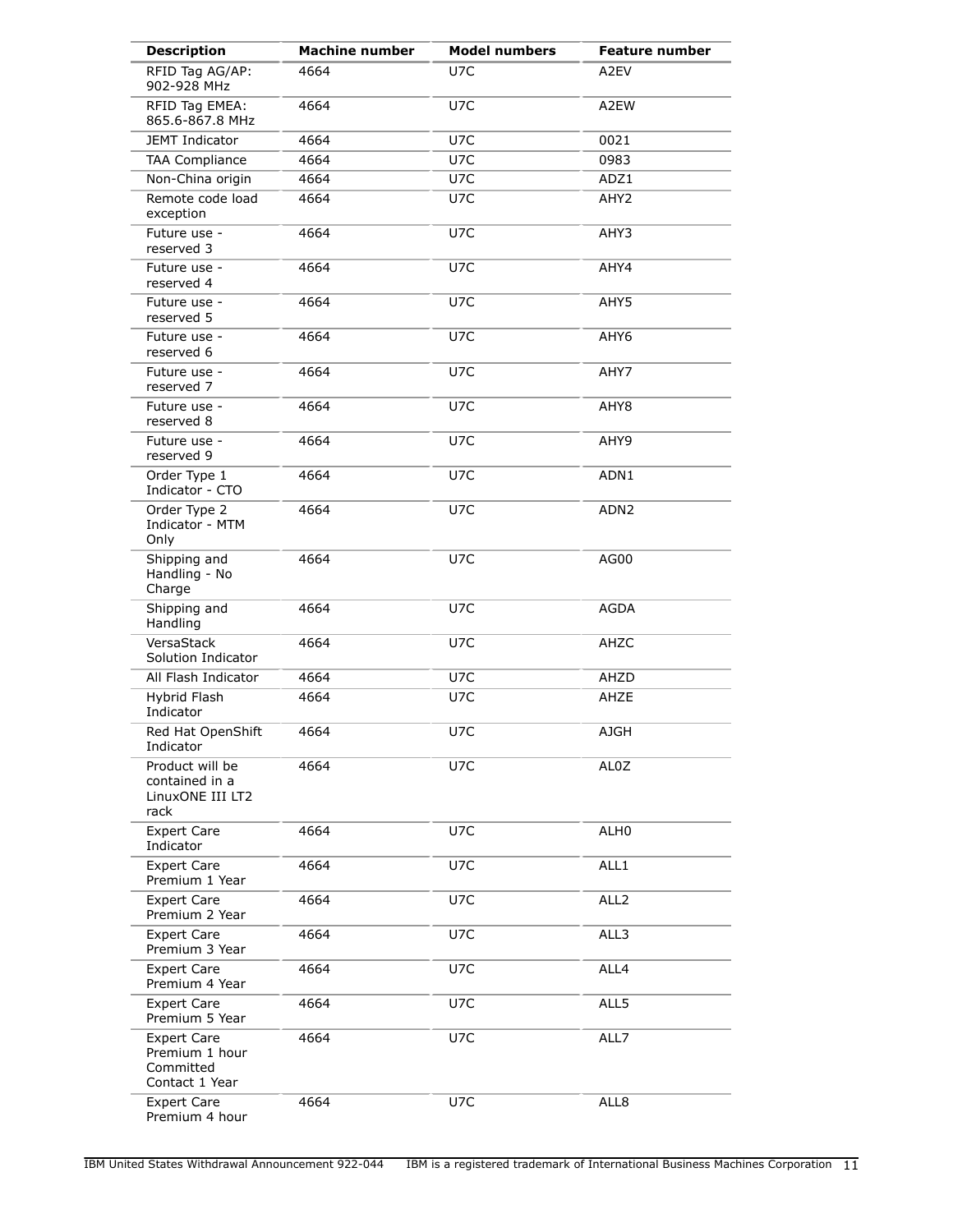| Description | Machine number | Model numbers | Feature number |
| --- | --- | --- | --- |
| RFID Tag AG/AP: 902-928 MHz | 4664 | U7C | A2EV |
| RFID Tag EMEA: 865.6-867.8 MHz | 4664 | U7C | A2EW |
| JEMT Indicator | 4664 | U7C | 0021 |
| TAA Compliance | 4664 | U7C | 0983 |
| Non-China origin | 4664 | U7C | ADZ1 |
| Remote code load exception | 4664 | U7C | AHY2 |
| Future use - reserved 3 | 4664 | U7C | AHY3 |
| Future use - reserved 4 | 4664 | U7C | AHY4 |
| Future use - reserved 5 | 4664 | U7C | AHY5 |
| Future use - reserved 6 | 4664 | U7C | AHY6 |
| Future use - reserved 7 | 4664 | U7C | AHY7 |
| Future use - reserved 8 | 4664 | U7C | AHY8 |
| Future use - reserved 9 | 4664 | U7C | AHY9 |
| Order Type 1 Indicator - CTO | 4664 | U7C | ADN1 |
| Order Type 2 Indicator - MTM Only | 4664 | U7C | ADN2 |
| Shipping and Handling - No Charge | 4664 | U7C | AG00 |
| Shipping and Handling | 4664 | U7C | AGDA |
| VersaStack Solution Indicator | 4664 | U7C | AHZC |
| All Flash Indicator | 4664 | U7C | AHZD |
| Hybrid Flash Indicator | 4664 | U7C | AHZE |
| Red Hat OpenShift Indicator | 4664 | U7C | AJGH |
| Product will be contained in a LinuxONE III LT2 rack | 4664 | U7C | AL0Z |
| Expert Care Indicator | 4664 | U7C | ALH0 |
| Expert Care Premium 1 Year | 4664 | U7C | ALL1 |
| Expert Care Premium 2 Year | 4664 | U7C | ALL2 |
| Expert Care Premium 3 Year | 4664 | U7C | ALL3 |
| Expert Care Premium 4 Year | 4664 | U7C | ALL4 |
| Expert Care Premium 5 Year | 4664 | U7C | ALL5 |
| Expert Care Premium 1 hour Committed Contact 1 Year | 4664 | U7C | ALL7 |
| Expert Care Premium 4 hour | 4664 | U7C | ALL8 |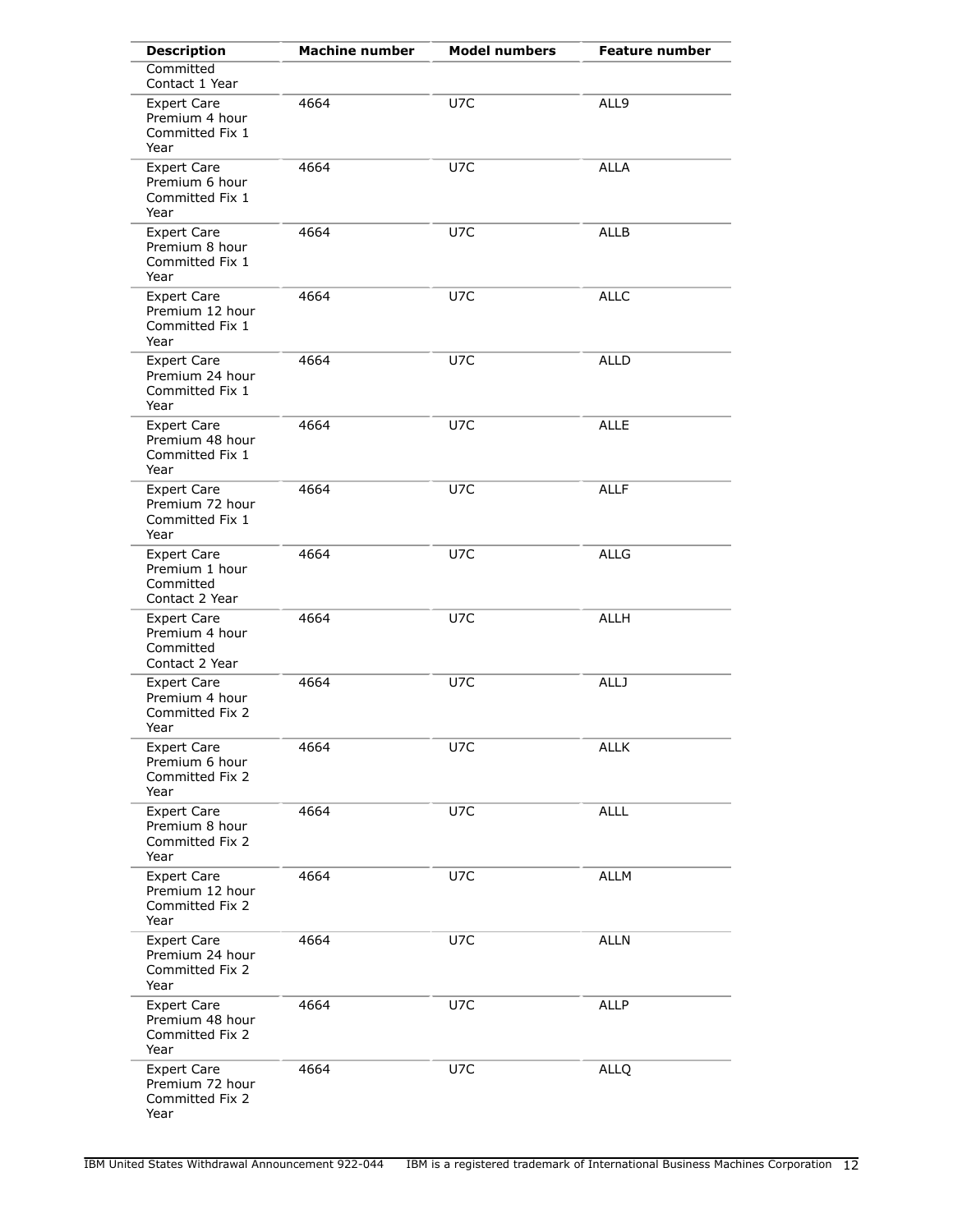| Description | Machine number | Model numbers | Feature number |
| --- | --- | --- | --- |
| Committed Contact 1 Year | | | |
| Expert Care Premium 4 hour Committed Fix 1 Year | 4664 | U7C | ALL9 |
| Expert Care Premium 6 hour Committed Fix 1 Year | 4664 | U7C | ALLA |
| Expert Care Premium 8 hour Committed Fix 1 Year | 4664 | U7C | ALLB |
| Expert Care Premium 12 hour Committed Fix 1 Year | 4664 | U7C | ALLC |
| Expert Care Premium 24 hour Committed Fix 1 Year | 4664 | U7C | ALLD |
| Expert Care Premium 48 hour Committed Fix 1 Year | 4664 | U7C | ALLE |
| Expert Care Premium 72 hour Committed Fix 1 Year | 4664 | U7C | ALLF |
| Expert Care Premium 1 hour Committed Contact 2 Year | 4664 | U7C | ALLG |
| Expert Care Premium 4 hour Committed Contact 2 Year | 4664 | U7C | ALLH |
| Expert Care Premium 4 hour Committed Fix 2 Year | 4664 | U7C | ALLJ |
| Expert Care Premium 6 hour Committed Fix 2 Year | 4664 | U7C | ALLK |
| Expert Care Premium 8 hour Committed Fix 2 Year | 4664 | U7C | ALLL |
| Expert Care Premium 12 hour Committed Fix 2 Year | 4664 | U7C | ALLM |
| Expert Care Premium 24 hour Committed Fix 2 Year | 4664 | U7C | ALLN |
| Expert Care Premium 48 hour Committed Fix 2 Year | 4664 | U7C | ALLP |
| Expert Care Premium 72 hour Committed Fix 2 Year | 4664 | U7C | ALLQ |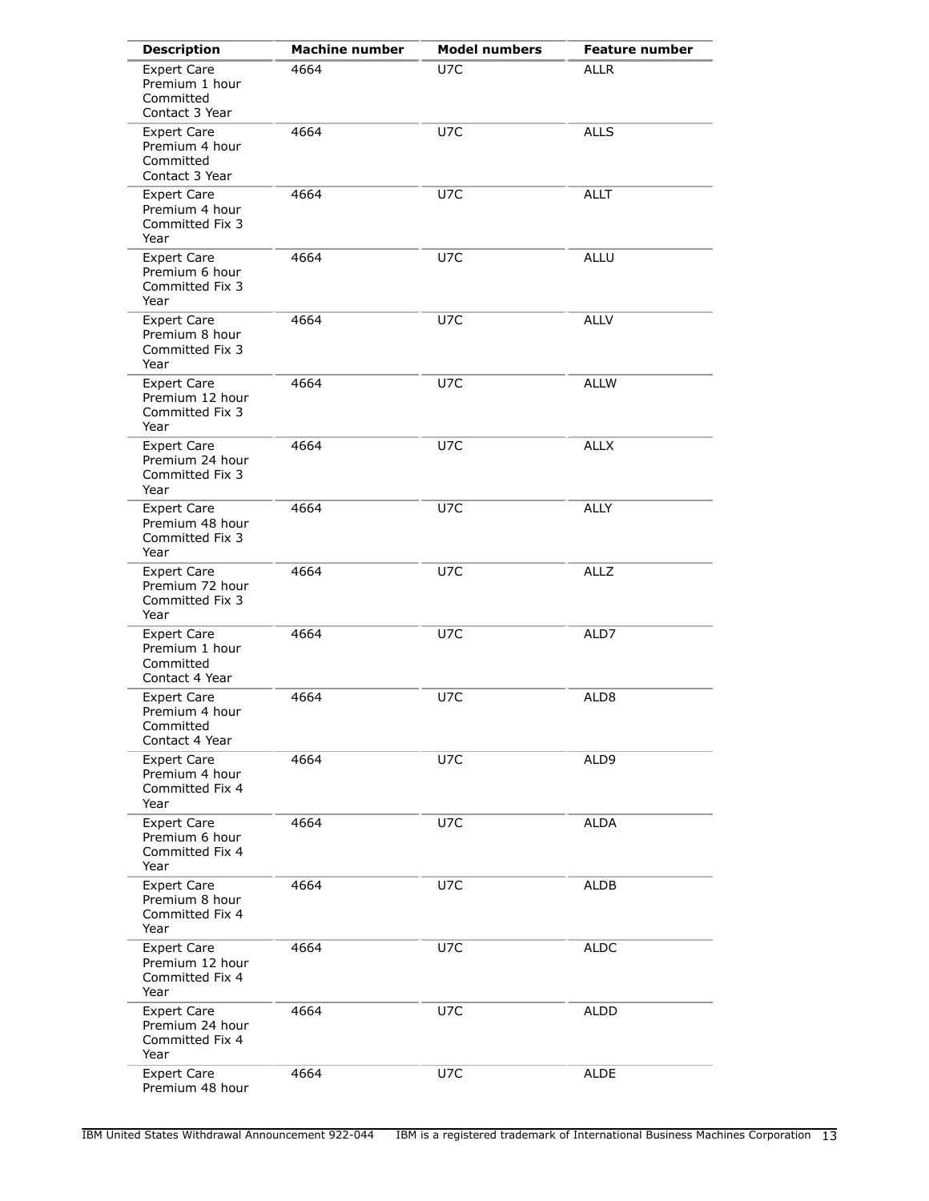| Description | Machine number | Model numbers | Feature number |
| --- | --- | --- | --- |
| Expert Care Premium 1 hour Committed Contact 3 Year | 4664 | U7C | ALLR |
| Expert Care Premium 4 hour Committed Contact 3 Year | 4664 | U7C | ALLS |
| Expert Care Premium 4 hour Committed Fix 3 Year | 4664 | U7C | ALLT |
| Expert Care Premium 6 hour Committed Fix 3 Year | 4664 | U7C | ALLU |
| Expert Care Premium 8 hour Committed Fix 3 Year | 4664 | U7C | ALLV |
| Expert Care Premium 12 hour Committed Fix 3 Year | 4664 | U7C | ALLW |
| Expert Care Premium 24 hour Committed Fix 3 Year | 4664 | U7C | ALLX |
| Expert Care Premium 48 hour Committed Fix 3 Year | 4664 | U7C | ALLY |
| Expert Care Premium 72 hour Committed Fix 3 Year | 4664 | U7C | ALLZ |
| Expert Care Premium 1 hour Committed Contact 4 Year | 4664 | U7C | ALD7 |
| Expert Care Premium 4 hour Committed Contact 4 Year | 4664 | U7C | ALD8 |
| Expert Care Premium 4 hour Committed Fix 4 Year | 4664 | U7C | ALD9 |
| Expert Care Premium 6 hour Committed Fix 4 Year | 4664 | U7C | ALDA |
| Expert Care Premium 8 hour Committed Fix 4 Year | 4664 | U7C | ALDB |
| Expert Care Premium 12 hour Committed Fix 4 Year | 4664 | U7C | ALDC |
| Expert Care Premium 24 hour Committed Fix 4 Year | 4664 | U7C | ALDD |
| Expert Care Premium 48 hour | 4664 | U7C | ALDE |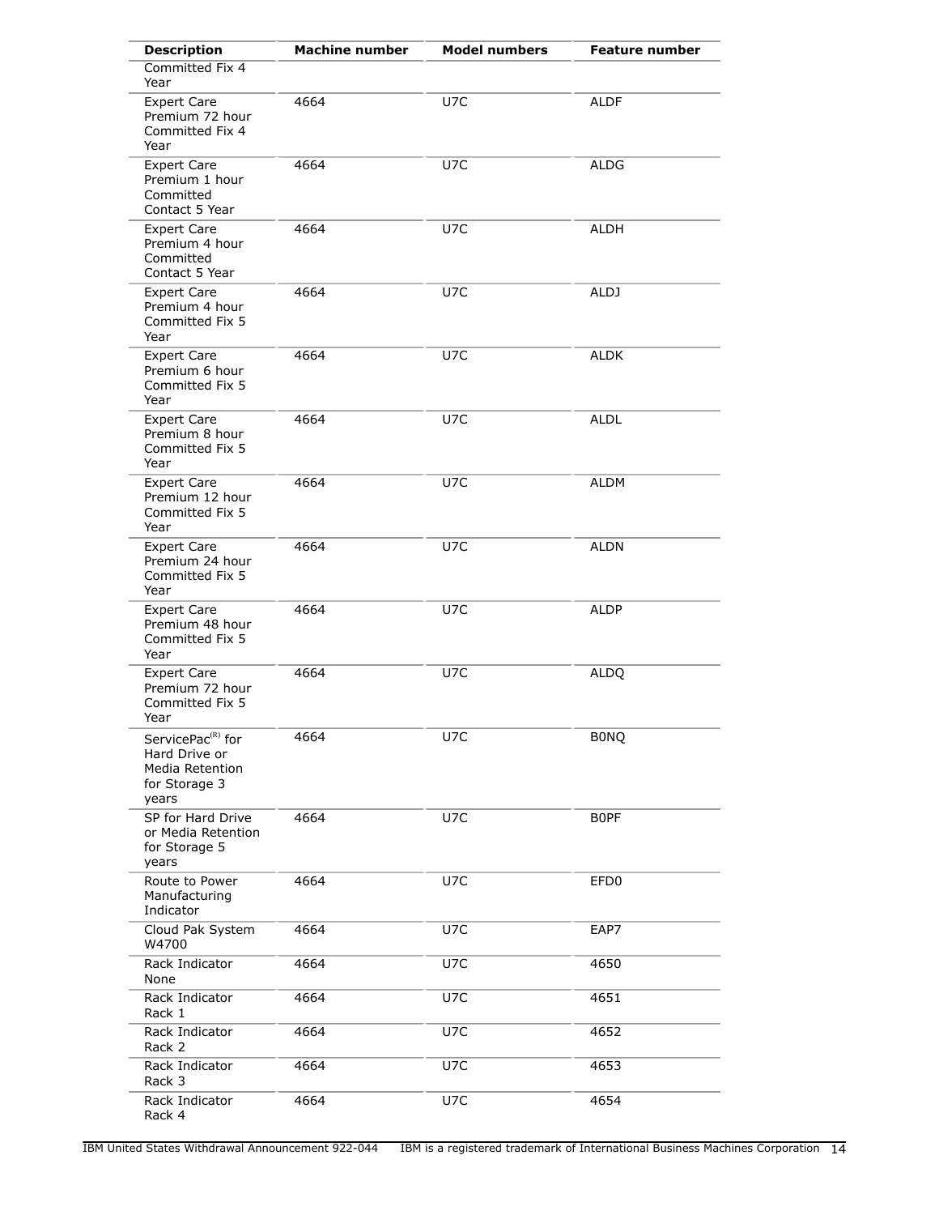| Description | Machine number | Model numbers | Feature number |
|---|---|---|---|
| Committed Fix 4 Year | | | |
| Expert Care Premium 72 hour Committed Fix 4 Year | 4664 | U7C | ALDF |
| Expert Care Premium 1 hour Committed Contact 5 Year | 4664 | U7C | ALDG |
| Expert Care Premium 4 hour Committed Contact 5 Year | 4664 | U7C | ALDH |
| Expert Care Premium 4 hour Committed Fix 5 Year | 4664 | U7C | ALDJ |
| Expert Care Premium 6 hour Committed Fix 5 Year | 4664 | U7C | ALDK |
| Expert Care Premium 8 hour Committed Fix 5 Year | 4664 | U7C | ALDL |
| Expert Care Premium 12 hour Committed Fix 5 Year | 4664 | U7C | ALDM |
| Expert Care Premium 24 hour Committed Fix 5 Year | 4664 | U7C | ALDN |
| Expert Care Premium 48 hour Committed Fix 5 Year | 4664 | U7C | ALDP |
| Expert Care Premium 72 hour Committed Fix 5 Year | 4664 | U7C | ALDQ |
| ServicePac(R) for Hard Drive or Media Retention for Storage 3 years | 4664 | U7C | B0NQ |
| SP for Hard Drive or Media Retention for Storage 5 years | 4664 | U7C | B0PF |
| Route to Power Manufacturing Indicator | 4664 | U7C | EFD0 |
| Cloud Pak System W4700 | 4664 | U7C | EAP7 |
| Rack Indicator None | 4664 | U7C | 4650 |
| Rack Indicator Rack 1 | 4664 | U7C | 4651 |
| Rack Indicator Rack 2 | 4664 | U7C | 4652 |
| Rack Indicator Rack 3 | 4664 | U7C | 4653 |
| Rack Indicator Rack 4 | 4664 | U7C | 4654 |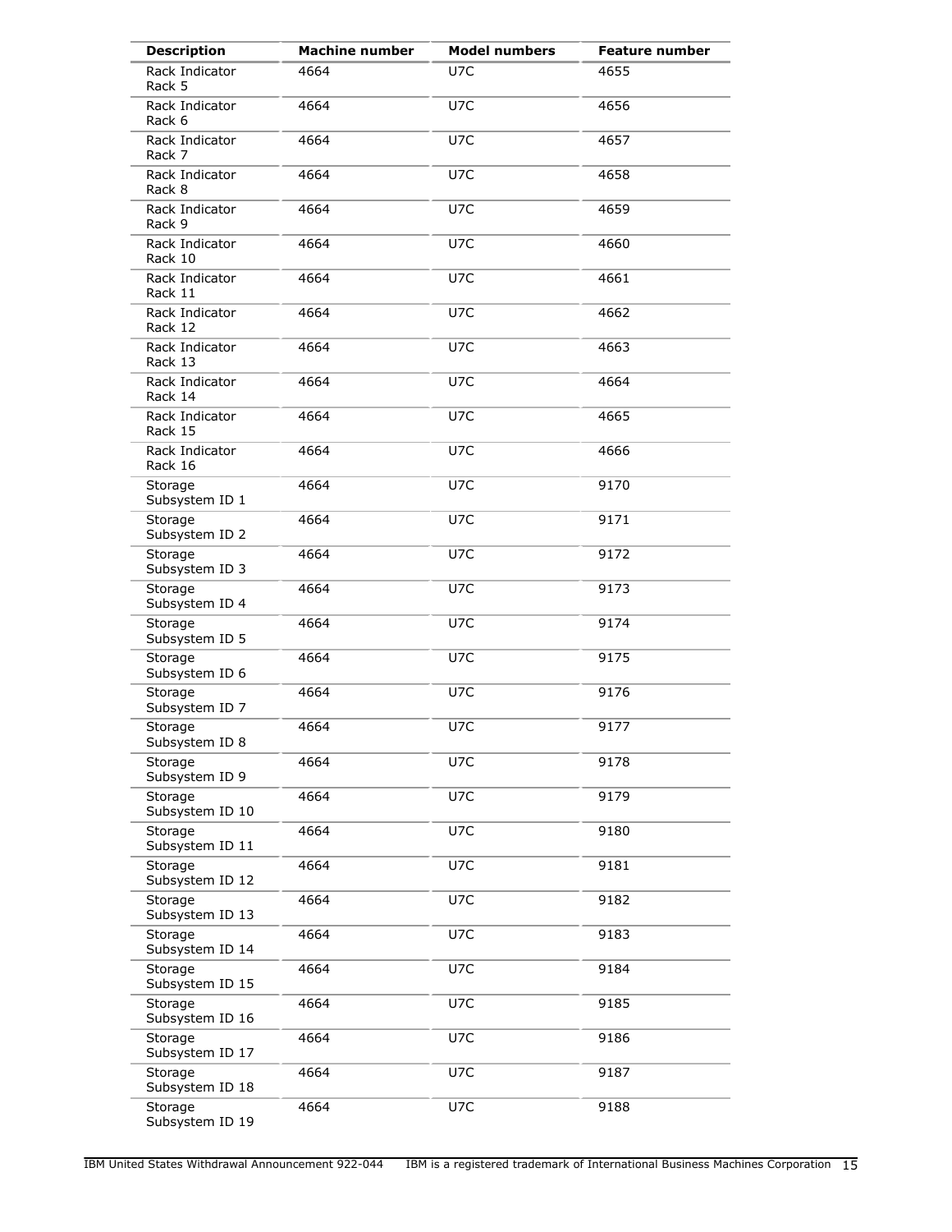| Description | Machine number | Model numbers | Feature number |
| --- | --- | --- | --- |
| Rack Indicator Rack 5 | 4664 | U7C | 4655 |
| Rack Indicator Rack 6 | 4664 | U7C | 4656 |
| Rack Indicator Rack 7 | 4664 | U7C | 4657 |
| Rack Indicator Rack 8 | 4664 | U7C | 4658 |
| Rack Indicator Rack 9 | 4664 | U7C | 4659 |
| Rack Indicator Rack 10 | 4664 | U7C | 4660 |
| Rack Indicator Rack 11 | 4664 | U7C | 4661 |
| Rack Indicator Rack 12 | 4664 | U7C | 4662 |
| Rack Indicator Rack 13 | 4664 | U7C | 4663 |
| Rack Indicator Rack 14 | 4664 | U7C | 4664 |
| Rack Indicator Rack 15 | 4664 | U7C | 4665 |
| Rack Indicator Rack 16 | 4664 | U7C | 4666 |
| Storage Subsystem ID 1 | 4664 | U7C | 9170 |
| Storage Subsystem ID 2 | 4664 | U7C | 9171 |
| Storage Subsystem ID 3 | 4664 | U7C | 9172 |
| Storage Subsystem ID 4 | 4664 | U7C | 9173 |
| Storage Subsystem ID 5 | 4664 | U7C | 9174 |
| Storage Subsystem ID 6 | 4664 | U7C | 9175 |
| Storage Subsystem ID 7 | 4664 | U7C | 9176 |
| Storage Subsystem ID 8 | 4664 | U7C | 9177 |
| Storage Subsystem ID 9 | 4664 | U7C | 9178 |
| Storage Subsystem ID 10 | 4664 | U7C | 9179 |
| Storage Subsystem ID 11 | 4664 | U7C | 9180 |
| Storage Subsystem ID 12 | 4664 | U7C | 9181 |
| Storage Subsystem ID 13 | 4664 | U7C | 9182 |
| Storage Subsystem ID 14 | 4664 | U7C | 9183 |
| Storage Subsystem ID 15 | 4664 | U7C | 9184 |
| Storage Subsystem ID 16 | 4664 | U7C | 9185 |
| Storage Subsystem ID 17 | 4664 | U7C | 9186 |
| Storage Subsystem ID 18 | 4664 | U7C | 9187 |
| Storage Subsystem ID 19 | 4664 | U7C | 9188 |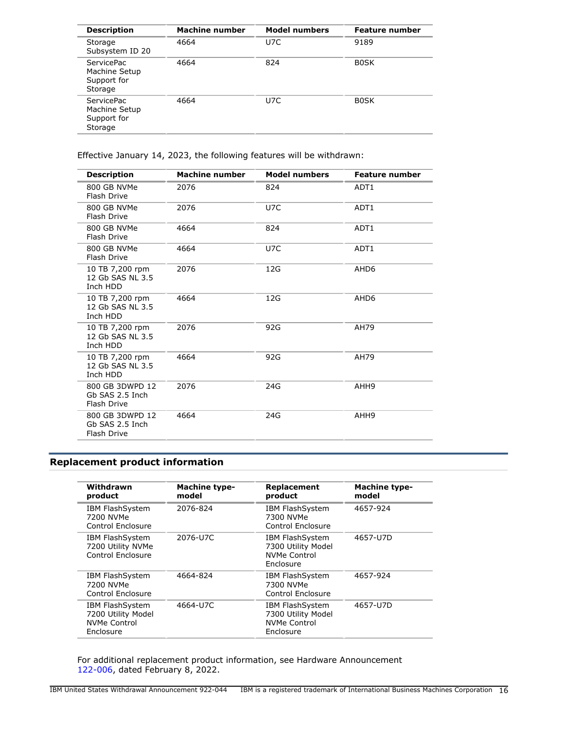| Description | Machine number | Model numbers | Feature number |
| --- | --- | --- | --- |
| Storage Subsystem ID 20 | 4664 | U7C | 9189 |
| ServicePac Machine Setup Support for Storage | 4664 | 824 | B0SK |
| ServicePac Machine Setup Support for Storage | 4664 | U7C | B0SK |

Effective January 14, 2023, the following features will be withdrawn:

| Description | Machine number | Model numbers | Feature number |
| --- | --- | --- | --- |
| 800 GB NVMe Flash Drive | 2076 | 824 | ADT1 |
| 800 GB NVMe Flash Drive | 2076 | U7C | ADT1 |
| 800 GB NVMe Flash Drive | 4664 | 824 | ADT1 |
| 800 GB NVMe Flash Drive | 4664 | U7C | ADT1 |
| 10 TB 7,200 rpm 12 Gb SAS NL 3.5 Inch HDD | 2076 | 12G | AHD6 |
| 10 TB 7,200 rpm 12 Gb SAS NL 3.5 Inch HDD | 4664 | 12G | AHD6 |
| 10 TB 7,200 rpm 12 Gb SAS NL 3.5 Inch HDD | 2076 | 92G | AH79 |
| 10 TB 7,200 rpm 12 Gb SAS NL 3.5 Inch HDD | 4664 | 92G | AH79 |
| 800 GB 3DWPD 12 Gb SAS 2.5 Inch Flash Drive | 2076 | 24G | AHH9 |
| 800 GB 3DWPD 12 Gb SAS 2.5 Inch Flash Drive | 4664 | 24G | AHH9 |

## Replacement product information

| Withdrawn product | Machine type-model | Replacement product | Machine type-model |
| --- | --- | --- | --- |
| IBM FlashSystem 7200 NVMe Control Enclosure | 2076-824 | IBM FlashSystem 7300 NVMe Control Enclosure | 4657-924 |
| IBM FlashSystem 7200 Utility NVMe Control Enclosure | 2076-U7C | IBM FlashSystem 7300 Utility Model NVMe Control Enclosure | 4657-U7D |
| IBM FlashSystem 7200 NVMe Control Enclosure | 4664-824 | IBM FlashSystem 7300 NVMe Control Enclosure | 4657-924 |
| IBM FlashSystem 7200 Utility Model NVMe Control Enclosure | 4664-U7C | IBM FlashSystem 7300 Utility Model NVMe Control Enclosure | 4657-U7D |

For additional replacement product information, see Hardware Announcement 122-006, dated February 8, 2022.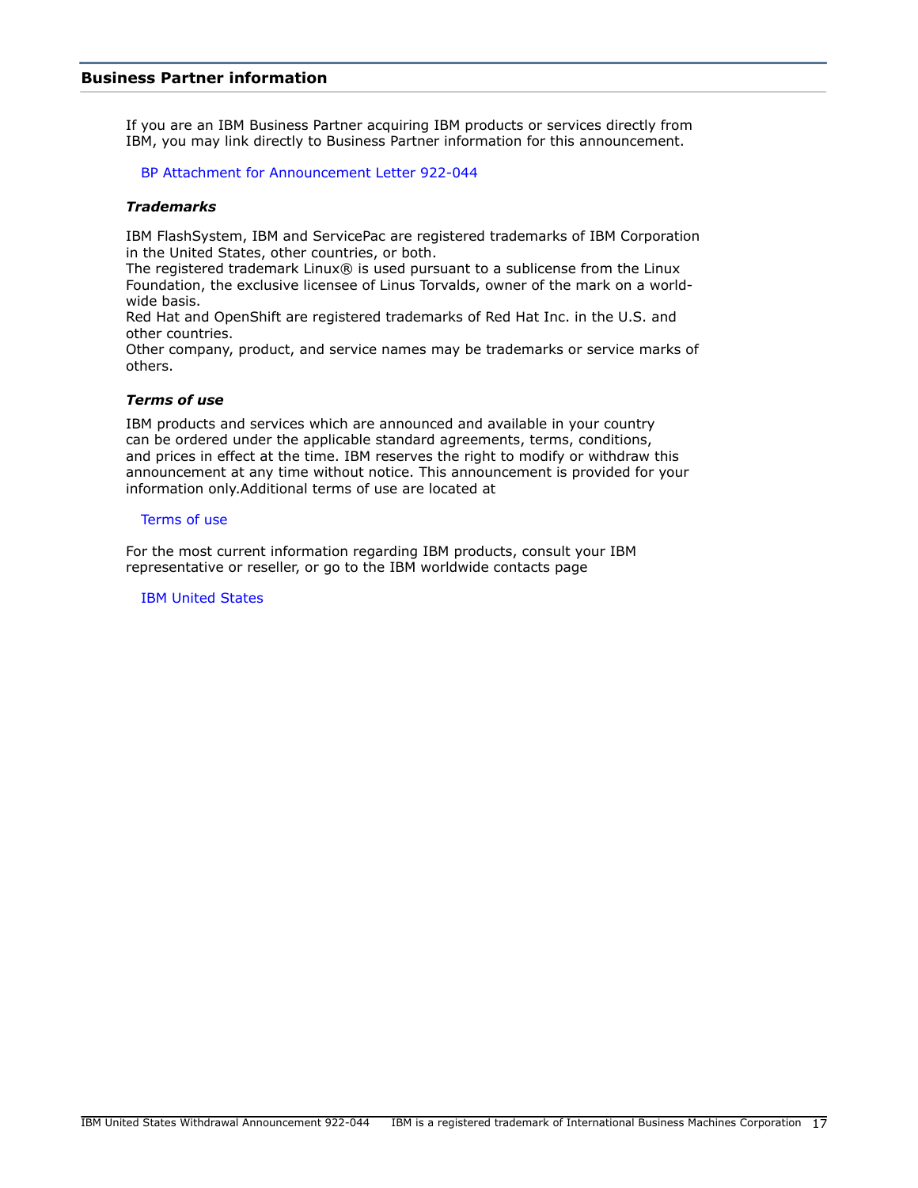## Business Partner information

If you are an IBM Business Partner acquiring IBM products or services directly from IBM, you may link directly to Business Partner information for this announcement.

BP Attachment for Announcement Letter 922-044

### *Trademarks*

IBM FlashSystem, IBM and ServicePac are registered trademarks of IBM Corporation in the United States, other countries, or both.
The registered trademark Linux® is used pursuant to a sublicense from the Linux Foundation, the exclusive licensee of Linus Torvalds, owner of the mark on a world-wide basis.
Red Hat and OpenShift are registered trademarks of Red Hat Inc. in the U.S. and other countries.
Other company, product, and service names may be trademarks or service marks of others.

### *Terms of use*

IBM products and services which are announced and available in your country can be ordered under the applicable standard agreements, terms, conditions, and prices in effect at the time. IBM reserves the right to modify or withdraw this announcement at any time without notice. This announcement is provided for your information only.Additional terms of use are located at

Terms of use

For the most current information regarding IBM products, consult your IBM representative or reseller, or go to the IBM worldwide contacts page

IBM United States